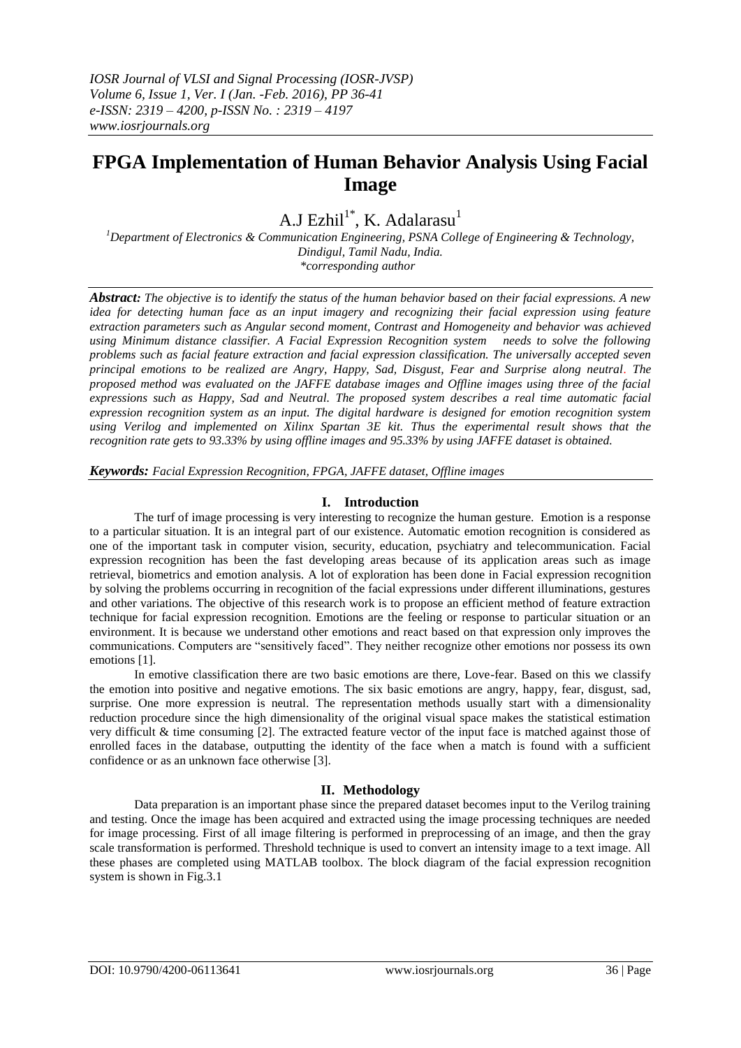# FPGA Implementation of Human Behavior Analysis Using Facial Image

A.J Ezhil[1*], K. Adalarasu[1]

[1]Department of Electronics & Communication Engineering, PSNA College of Engineering & Technology, Dindigul, Tamil Nadu, India.
*corresponding author

***Abstract:*** *The objective is to identify the status of the human behavior based on their facial expressions. A new idea for detecting human face as an input imagery and recognizing their facial expression using feature extraction parameters such as Angular second moment, Contrast and Homogeneity and behavior was achieved using Minimum distance classifier. A Facial Expression Recognition system needs to solve the following problems such as facial feature extraction and facial expression classification. The universally accepted seven principal emotions to be realized are Angry, Happy, Sad, Disgust, Fear and Surprise along neutral. The proposed method was evaluated on the JAFFE database images and Offline images using three of the facial expressions such as Happy, Sad and Neutral. The proposed system describes a real time automatic facial expression recognition system as an input. The digital hardware is designed for emotion recognition system using Verilog and implemented on Xilinx Spartan 3E kit. Thus the experimental result shows that the recognition rate gets to 93.33% by using offline images and 95.33% by using JAFFE dataset is obtained.*

***Keywords:*** *Facial Expression Recognition, FPGA, JAFFE dataset, Offline images*

## I. Introduction

The turf of image processing is very interesting to recognize the human gesture. Emotion is a response to a particular situation. It is an integral part of our existence. Automatic emotion recognition is considered as one of the important task in computer vision, security, education, psychiatry and telecommunication. Facial expression recognition has been the fast developing areas because of its application areas such as image retrieval, biometrics and emotion analysis. A lot of exploration has been done in Facial expression recognition by solving the problems occurring in recognition of the facial expressions under different illuminations, gestures and other variations. The objective of this research work is to propose an efficient method of feature extraction technique for facial expression recognition. Emotions are the feeling or response to particular situation or an environment. It is because we understand other emotions and react based on that expression only improves the communications. Computers are "sensitively faced". They neither recognize other emotions nor possess its own emotions [1].

In emotive classification there are two basic emotions are there, Love-fear. Based on this we classify the emotion into positive and negative emotions. The six basic emotions are angry, happy, fear, disgust, sad, surprise. One more expression is neutral. The representation methods usually start with a dimensionality reduction procedure since the high dimensionality of the original visual space makes the statistical estimation very difficult & time consuming [2]. The extracted feature vector of the input face is matched against those of enrolled faces in the database, outputting the identity of the face when a match is found with a sufficient confidence or as an unknown face otherwise [3].

## II. Methodology

Data preparation is an important phase since the prepared dataset becomes input to the Verilog training and testing. Once the image has been acquired and extracted using the image processing techniques are needed for image processing. First of all image filtering is performed in preprocessing of an image, and then the gray scale transformation is performed. Threshold technique is used to convert an intensity image to a text image. All these phases are completed using MATLAB toolbox. The block diagram of the facial expression recognition system is shown in Fig.3.1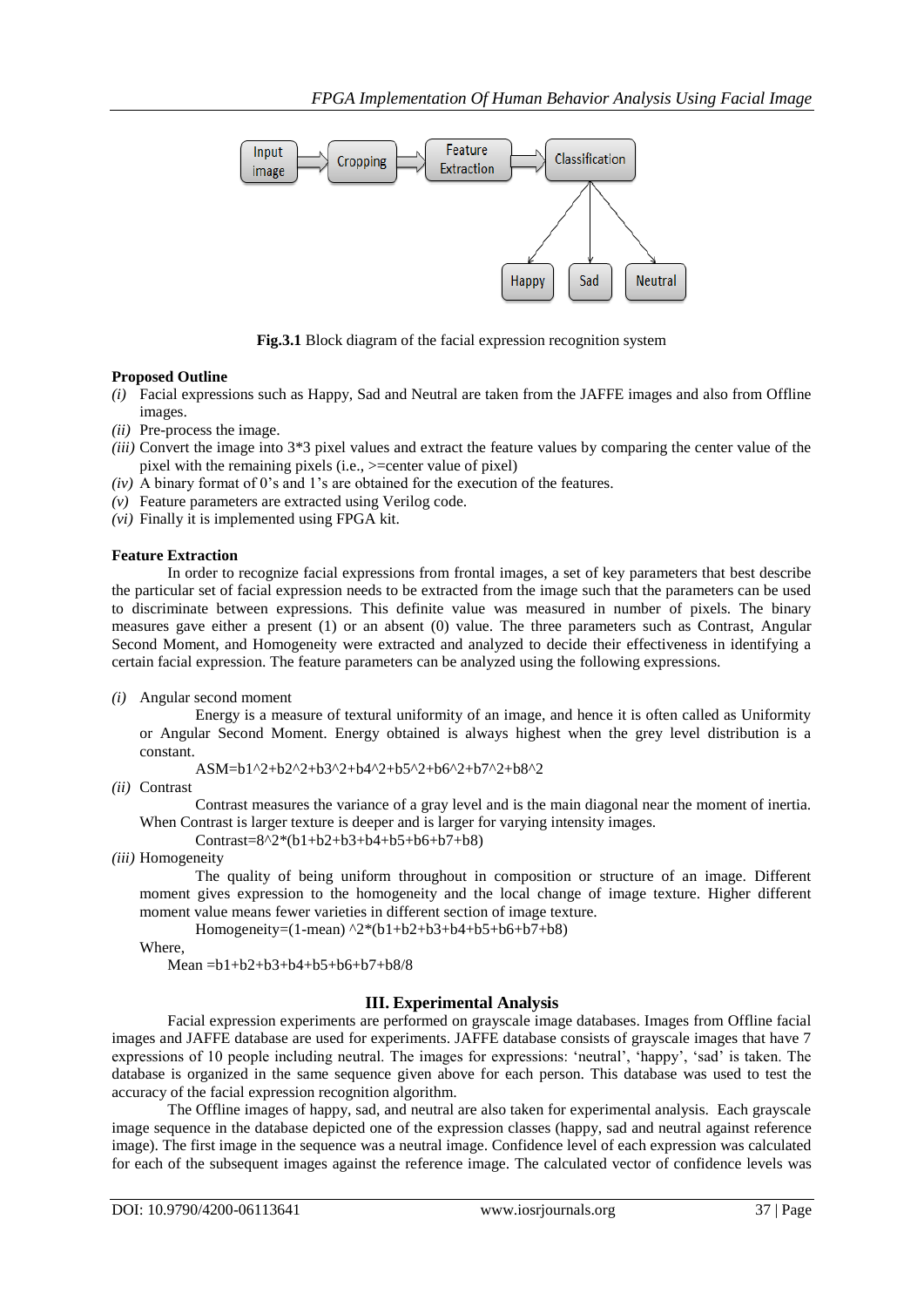Fig.3.1 Block diagram of the facial expression recognition system

**Proposed Outline**

*(i)* Facial expressions such as Happy, Sad and Neutral are taken from the JAFFE images and also from Offline images.
*(ii)* Pre-process the image.
*(iii)* Convert the image into 3*3 pixel values and extract the feature values by comparing the center value of the pixel with the remaining pixels (i.e., >=center value of pixel)
*(iv)* A binary format of 0's and 1's are obtained for the execution of the features.
*(v)* Feature parameters are extracted using Verilog code.
*(vi)* Finally it is implemented using FPGA kit.

**Feature Extraction**

In order to recognize facial expressions from frontal images, a set of key parameters that best describe the particular set of facial expression needs to be extracted from the image such that the parameters can be used to discriminate between expressions. This definite value was measured in number of pixels. The binary measures gave either a present (1) or an absent (0) value. The three parameters such as Contrast, Angular Second Moment, and Homogeneity were extracted and analyzed to decide their effectiveness in identifying a certain facial expression. The feature parameters can be analyzed using the following expressions.

*(i)* Angular second moment

Energy is a measure of textural uniformity of an image, and hence it is often called as Uniformity or Angular Second Moment. Energy obtained is always highest when the grey level distribution is a constant.

ASM=b1^2+b2^2+b3^2+b4^2+b5^2+b6^2+b7^2+b8^2

*(ii)* Contrast

Contrast measures the variance of a gray level and is the main diagonal near the moment of inertia. When Contrast is larger texture is deeper and is larger for varying intensity images.

Contrast=8^2*(b1+b2+b3+b4+b5+b6+b7+b8)

*(iii)* Homogeneity

The quality of being uniform throughout in composition or structure of an image. Different moment gives expression to the homogeneity and the local change of image texture. Higher different moment value means fewer varieties in different section of image texture.

Homogeneity=(1-mean) ^2*(b1+b2+b3+b4+b5+b6+b7+b8)

Where,

Mean =b1+b2+b3+b4+b5+b6+b7+b8/8

## III. Experimental Analysis

Facial expression experiments are performed on grayscale image databases. Images from Offline facial images and JAFFE database are used for experiments. JAFFE database consists of grayscale images that have 7 expressions of 10 people including neutral. The images for expressions: 'neutral', 'happy', 'sad' is taken. The database is organized in the same sequence given above for each person. This database was used to test the accuracy of the facial expression recognition algorithm.

The Offline images of happy, sad, and neutral are also taken for experimental analysis. Each grayscale image sequence in the database depicted one of the expression classes (happy, sad and neutral against reference image). The first image in the sequence was a neutral image. Confidence level of each expression was calculated for each of the subsequent images against the reference image. The calculated vector of confidence levels was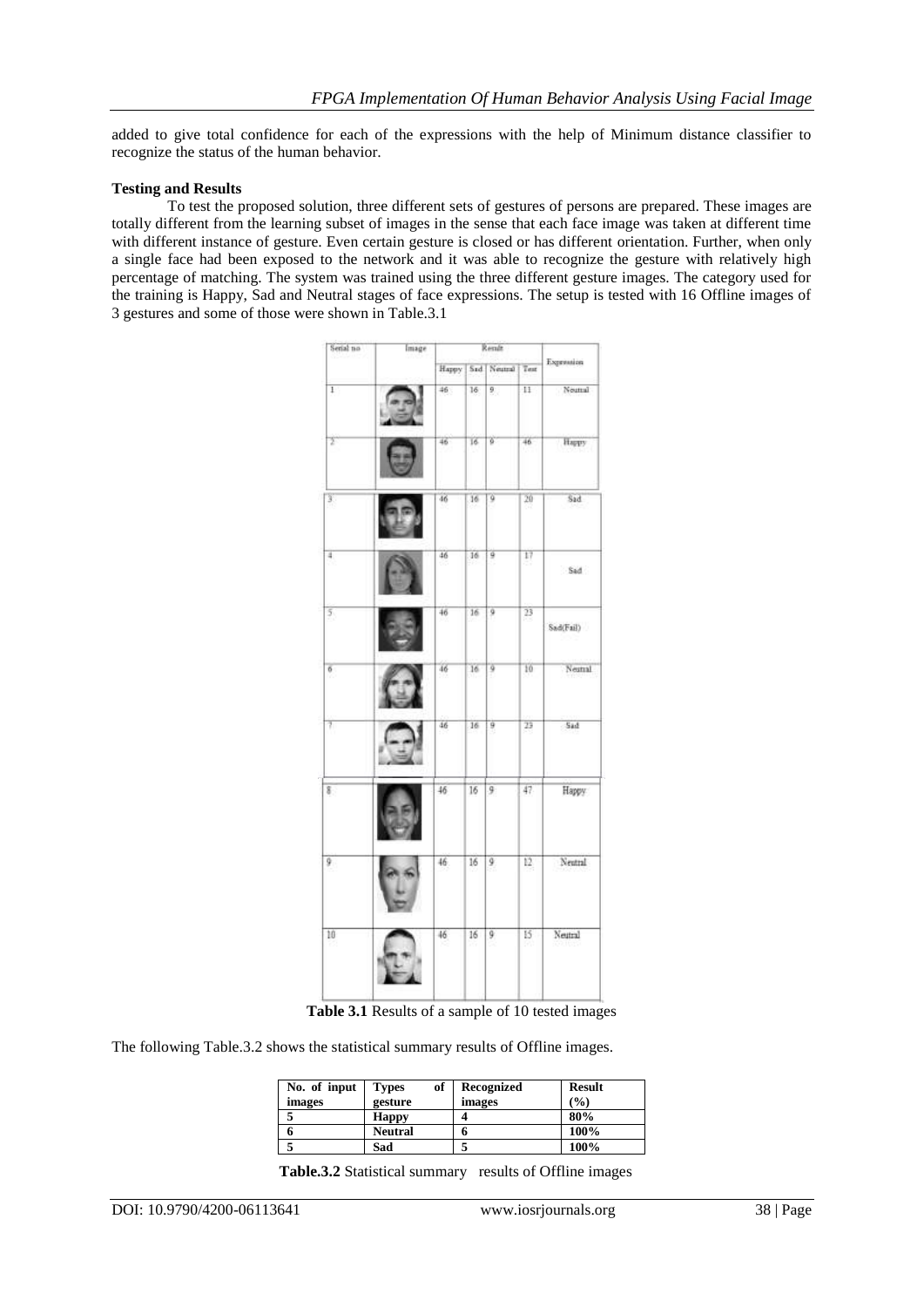added to give total confidence for each of the expressions with the help of Minimum distance classifier to recognize the status of the human behavior.

**Testing and Results**

To test the proposed solution, three different sets of gestures of persons are prepared. These images are totally different from the learning subset of images in the sense that each face image was taken at different time with different instance of gesture. Even certain gesture is closed or has different orientation. Further, when only a single face had been exposed to the network and it was able to recognize the gesture with relatively high percentage of matching. The system was trained using the three different gesture images. The category used for the training is Happy, Sad and Neutral stages of face expressions. The setup is tested with 16 Offline images of 3 gestures and some of those were shown in Table.3.1

| Serial no | Image | Result | | | | Expression |
|---|---|---|---|---|---|---|
| | | Happy | Sad | Neutral | Test | |
| 1 | | 46 | 16 | 9 | 11 | Neutral |
| 2 | | 46 | 16 | 9 | 46 | Happy |
| 3 | | 46 | 16 | 9 | 20 | Sad |
| 4 | | 46 | 16 | 9 | 17 | Sad |
| 5 | | 46 | 16 | 9 | 23 | Sad(Fail) |
| 6 | | 46 | 16 | 9 | 10 | Neutral |
| 7 | | 46 | 16 | 9 | 23 | Sad |
| 8 | | 46 | 16 | 9 | 47 | Happy |
| 9 | | 46 | 16 | 9 | 12 | Neutral |
| 10 | | 46 | 16 | 9 | 15 | Neutral |

**Table 3.1** Results of a sample of 10 tested images

The following Table.3.2 shows the statistical summary results of Offline images.

| No. of input images | Types of gesture | Recognized images | Result (%) |
|---|---|---|---|
| 5 | Happy | 4 | 80% |
| 6 | Neutral | 6 | 100% |
| 5 | Sad | 5 | 100% |

**Table.3.2** Statistical summary results of Offline images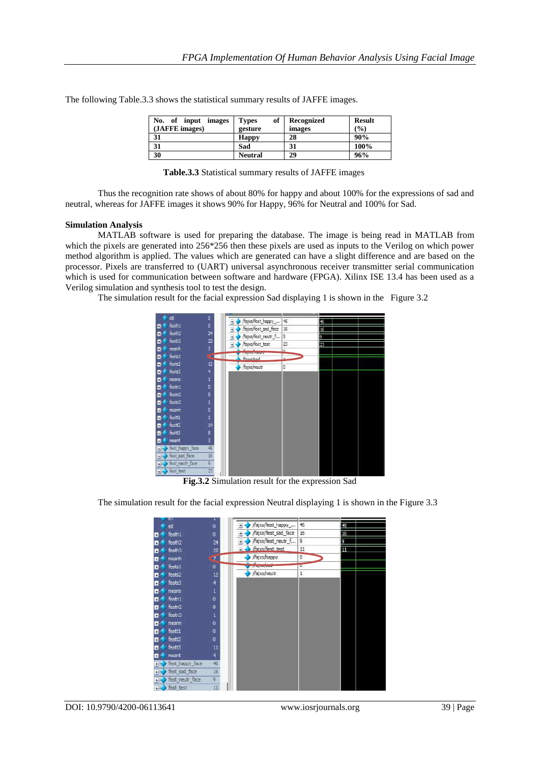The following Table.3.3 shows the statistical summary results of JAFFE images.

| No. of input images (JAFFE images) | Types of gesture | Recognized images | Result (%) |
|---|---|---|---|
| 31 | Happy | 28 | 90% |
| 31 | Sad | 31 | 100% |
| 30 | Neutral | 29 | 96% |

**Table.3.3** Statistical summary results of JAFFE images

Thus the recognition rate shows of about 80% for happy and about 100% for the expressions of sad and neutral, whereas for JAFFE images it shows 90% for Happy, 96% for Neutral and 100% for Sad.

**Simulation Analysis**

MATLAB software is used for preparing the database. The image is being read in MATLAB from which the pixels are generated into 256*256 then these pixels are used as inputs to the Verilog on which power method algorithm is applied. The values which are generated can have a slight difference and are based on the processor. Pixels are transferred to (UART) universal asynchronous receiver transmitter serial communication which is used for communication between software and hardware (FPGA). Xilinx ISE 13.4 has been used as a Verilog simulation and synthesis tool to test the design.

The simulation result for the facial expression Sad displaying 1 is shown in the Figure 3.2

**Fig.3.2** Simulation result for the expression Sad

The simulation result for the facial expression Neutral displaying 1 is shown in the Figure 3.3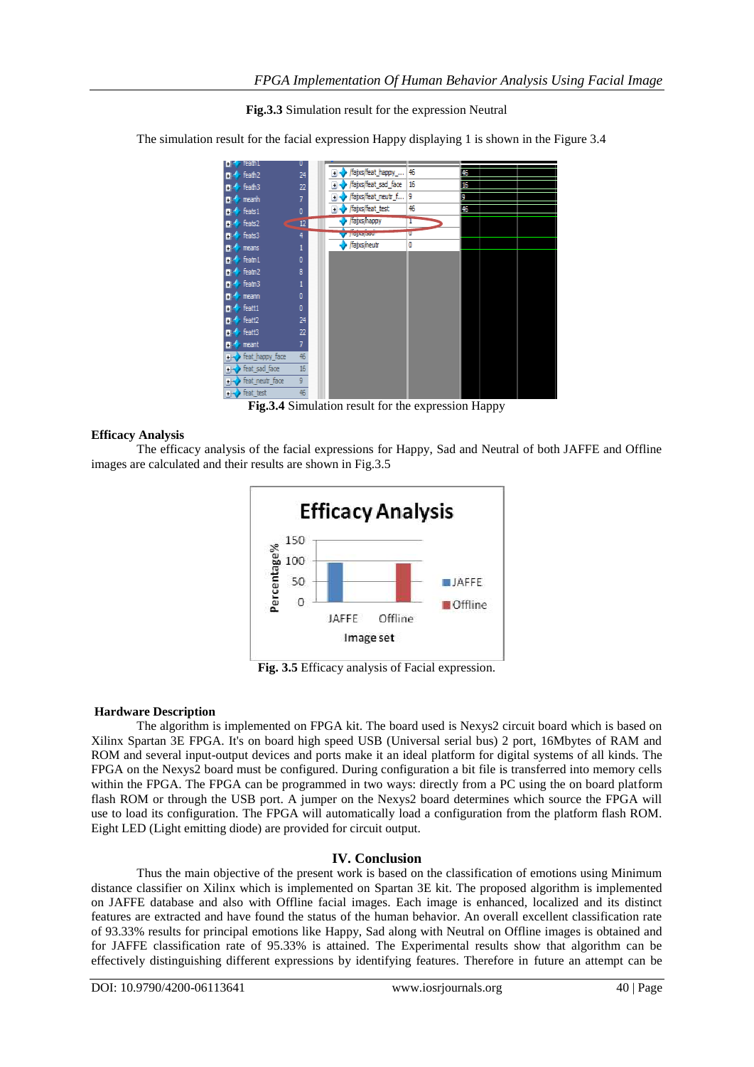**Fig.3.3** Simulation result for the expression Neutral

The simulation result for the facial expression Happy displaying 1 is shown in the Figure 3.4

**Fig.3.4** Simulation result for the expression Happy

**Efficacy Analysis**

The efficacy analysis of the facial expressions for Happy, Sad and Neutral of both JAFFE and Offline images are calculated and their results are shown in Fig.3.5

**Fig. 3.5** Efficacy analysis of Facial expression.

**Hardware Description**

The algorithm is implemented on FPGA kit. The board used is Nexys2 circuit board which is based on Xilinx Spartan 3E FPGA. It's on board high speed USB (Universal serial bus) 2 port, 16Mbytes of RAM and ROM and several input-output devices and ports make it an ideal platform for digital systems of all kinds. The FPGA on the Nexys2 board must be configured. During configuration a bit file is transferred into memory cells within the FPGA. The FPGA can be programmed in two ways: directly from a PC using the on board platform flash ROM or through the USB port. A jumper on the Nexys2 board determines which source the FPGA will use to load its configuration. The FPGA will automatically load a configuration from the platform flash ROM. Eight LED (Light emitting diode) are provided for circuit output.

## IV. Conclusion

Thus the main objective of the present work is based on the classification of emotions using Minimum distance classifier on Xilinx which is implemented on Spartan 3E kit. The proposed algorithm is implemented on JAFFE database and also with Offline facial images. Each image is enhanced, localized and its distinct features are extracted and have found the status of the human behavior. An overall excellent classification rate of 93.33% results for principal emotions like Happy, Sad along with Neutral on Offline images is obtained and for JAFFE classification rate of 95.33% is attained. The Experimental results show that algorithm can be effectively distinguishing different expressions by identifying features. Therefore in future an attempt can be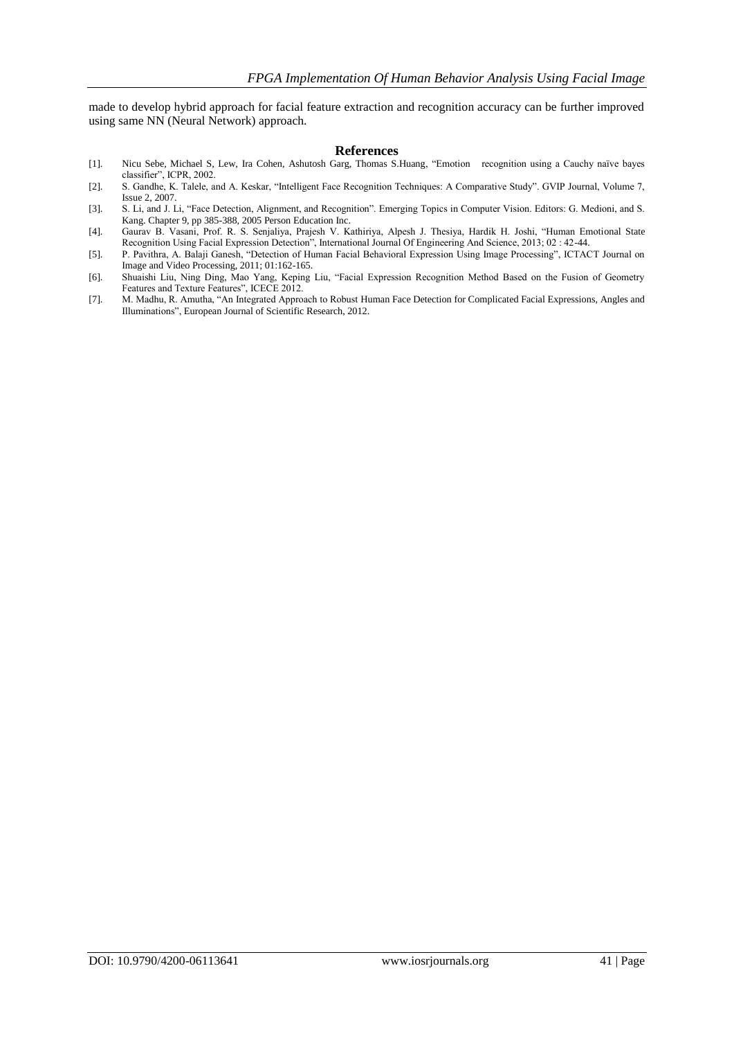made to develop hybrid approach for facial feature extraction and recognition accuracy can be further improved using same NN (Neural Network) approach.

## References

[1]. Nicu Sebe, Michael S, Lew, Ira Cohen, Ashutosh Garg, Thomas S.Huang, "Emotion recognition using a Cauchy naïve bayes classifier", ICPR, 2002.

[2]. S. Gandhe, K. Talele, and A. Keskar, "Intelligent Face Recognition Techniques: A Comparative Study". GVIP Journal, Volume 7, Issue 2, 2007.

[3]. S. Li, and J. Li, "Face Detection, Alignment, and Recognition". Emerging Topics in Computer Vision. Editors: G. Medioni, and S. Kang. Chapter 9, pp 385-388, 2005 Person Education Inc.

[4]. Gaurav B. Vasani, Prof. R. S. Senjaliya, Prajesh V. Kathiriya, Alpesh J. Thesiya, Hardik H. Joshi, "Human Emotional State Recognition Using Facial Expression Detection", International Journal Of Engineering And Science, 2013; 02 : 42-44.

[5]. P. Pavithra, A. Balaji Ganesh, "Detection of Human Facial Behavioral Expression Using Image Processing", ICTACT Journal on Image and Video Processing, 2011; 01:162-165.

[6]. Shuaishi Liu, Ning Ding, Mao Yang, Keping Liu, "Facial Expression Recognition Method Based on the Fusion of Geometry Features and Texture Features", ICECE 2012.

[7]. M. Madhu, R. Amutha, "An Integrated Approach to Robust Human Face Detection for Complicated Facial Expressions, Angles and Illuminations", European Journal of Scientific Research, 2012.